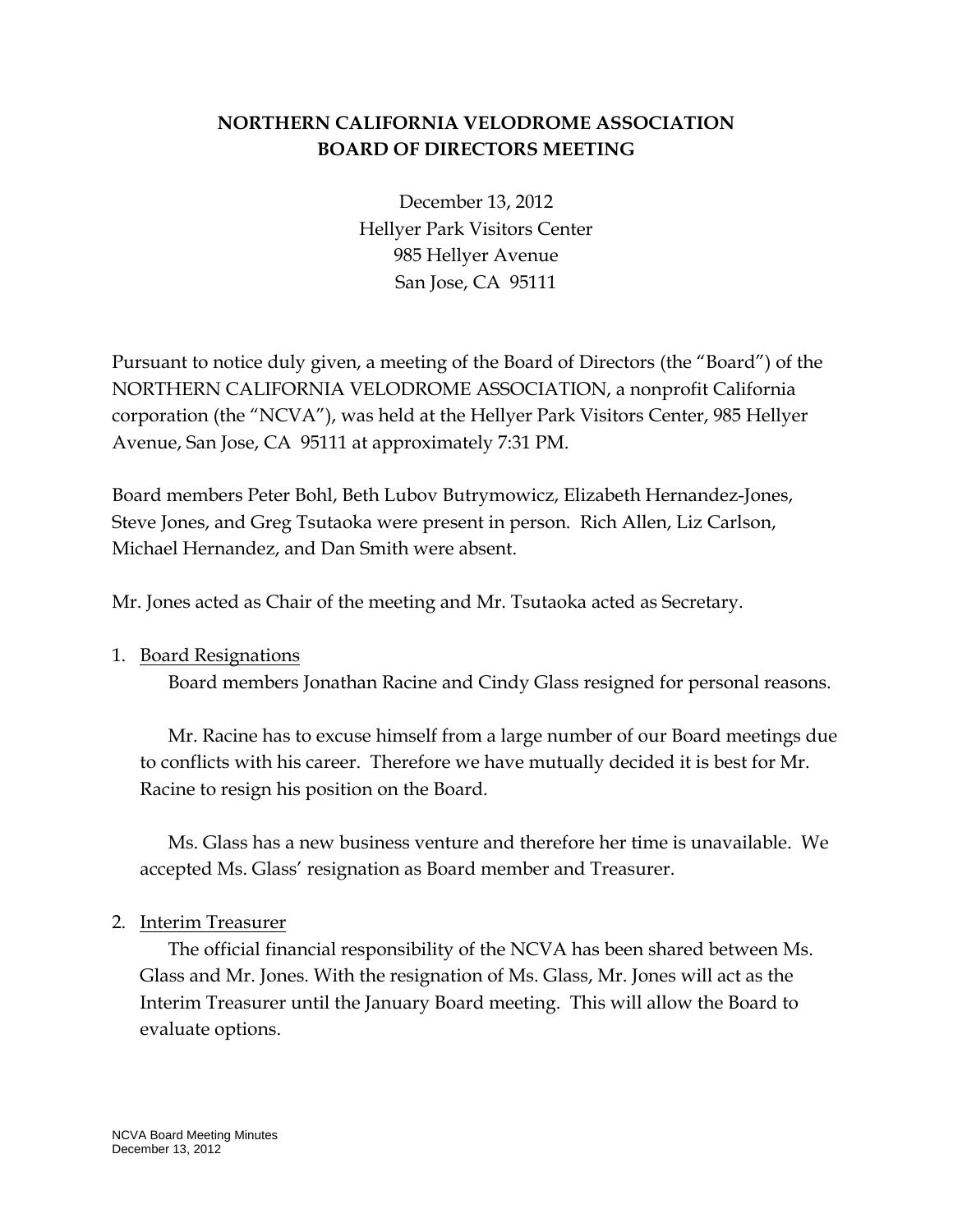# NORTHERN CALIFORNIA VELODROME ASSOCIATION
# BOARD OF DIRECTORS MEETING

December 13, 2012
Hellyer Park Visitors Center
985 Hellyer Avenue
San Jose, CA 95111

Pursuant to notice duly given, a meeting of the Board of Directors (the "Board") of the NORTHERN CALIFORNIA VELODROME ASSOCIATION, a nonprofit California corporation (the "NCVA"), was held at the Hellyer Park Visitors Center, 985 Hellyer Avenue, San Jose, CA 95111 at approximately 7:31 PM.

Board members Peter Bohl, Beth Lubov Butrymowicz, Elizabeth Hernandez-Jones, Steve Jones, and Greg Tsutaoka were present in person. Rich Allen, Liz Carlson, Michael Hernandez, and Dan Smith were absent.

Mr. Jones acted as Chair of the meeting and Mr. Tsutaoka acted as Secretary.

1. Board Resignations

   Board members Jonathan Racine and Cindy Glass resigned for personal reasons.

   Mr. Racine has to excuse himself from a large number of our Board meetings due to conflicts with his career. Therefore we have mutually decided it is best for Mr. Racine to resign his position on the Board.

   Ms. Glass has a new business venture and therefore her time is unavailable. We accepted Ms. Glass' resignation as Board member and Treasurer.

2. Interim Treasurer

   The official financial responsibility of the NCVA has been shared between Ms. Glass and Mr. Jones. With the resignation of Ms. Glass, Mr. Jones will act as the Interim Treasurer until the January Board meeting. This will allow the Board to evaluate options.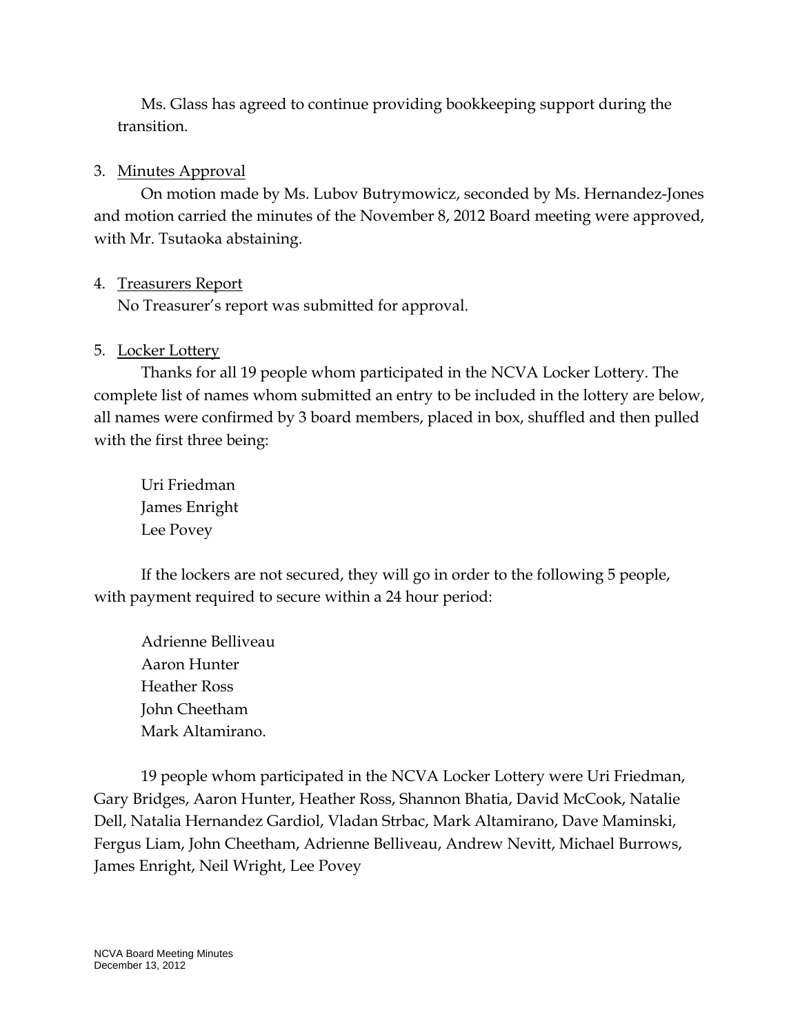Ms. Glass has agreed to continue providing bookkeeping support during the transition.

3. Minutes Approval

On motion made by Ms. Lubov Butrymowicz, seconded by Ms. Hernandez-Jones and motion carried the minutes of the November 8, 2012 Board meeting were approved, with Mr. Tsutaoka abstaining.

4. Treasurers Report

No Treasurer's report was submitted for approval.

5. Locker Lottery

Thanks for all 19 people whom participated in the NCVA Locker Lottery. The complete list of names whom submitted an entry to be included in the lottery are below, all names were confirmed by 3 board members, placed in box, shuffled and then pulled with the first three being:

Uri Friedman
James Enright
Lee Povey

If the lockers are not secured, they will go in order to the following 5 people, with payment required to secure within a 24 hour period:

Adrienne Belliveau
Aaron Hunter
Heather Ross
John Cheetham
Mark Altamirano.

19 people whom participated in the NCVA Locker Lottery were Uri Friedman, Gary Bridges, Aaron Hunter, Heather Ross, Shannon Bhatia, David McCook, Natalie Dell, Natalia Hernandez Gardiol, Vladan Strbac, Mark Altamirano, Dave Maminski, Fergus Liam, John Cheetham, Adrienne Belliveau, Andrew Nevitt, Michael Burrows, James Enright, Neil Wright, Lee Povey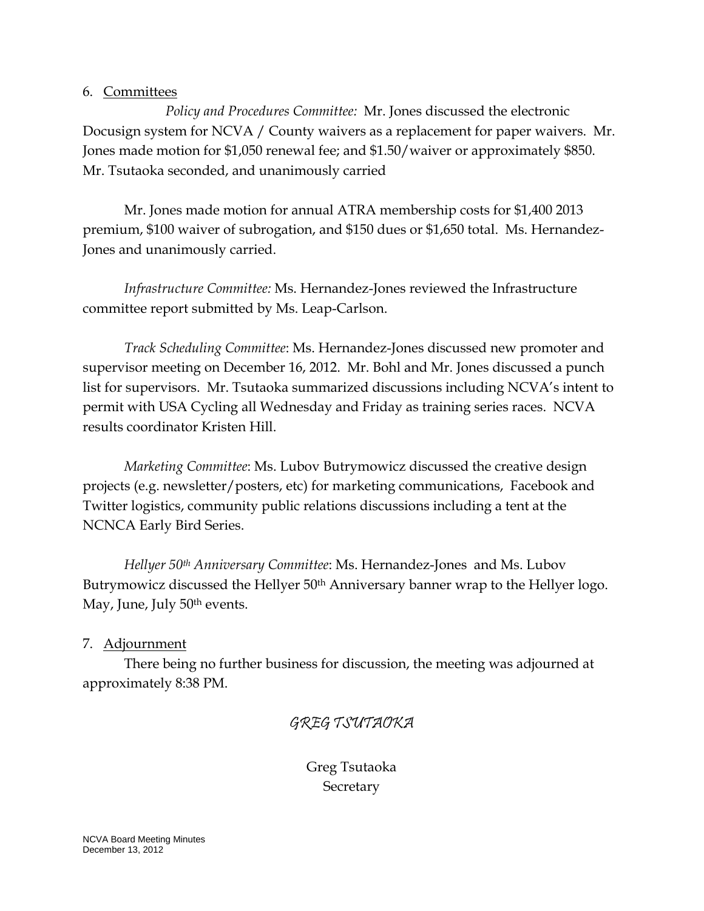6. Committees

*Policy and Procedures Committee:* Mr. Jones discussed the electronic Docusign system for NCVA / County waivers as a replacement for paper waivers. Mr. Jones made motion for $1,050 renewal fee; and $1.50/waiver or approximately $850. Mr. Tsutaoka seconded, and unanimously carried

Mr. Jones made motion for annual ATRA membership costs for $1,400 2013 premium, $100 waiver of subrogation, and $150 dues or $1,650 total. Ms. Hernandez-Jones and unanimously carried.

*Infrastructure Committee:* Ms. Hernandez-Jones reviewed the Infrastructure committee report submitted by Ms. Leap-Carlson.

*Track Scheduling Committee*: Ms. Hernandez-Jones discussed new promoter and supervisor meeting on December 16, 2012. Mr. Bohl and Mr. Jones discussed a punch list for supervisors. Mr. Tsutaoka summarized discussions including NCVA's intent to permit with USA Cycling all Wednesday and Friday as training series races. NCVA results coordinator Kristen Hill.

*Marketing Committee*: Ms. Lubov Butrymowicz discussed the creative design projects (e.g. newsletter/posters, etc) for marketing communications, Facebook and Twitter logistics, community public relations discussions including a tent at the NCNCA Early Bird Series.

*Hellyer 50th Anniversary Committee*: Ms. Hernandez-Jones and Ms. Lubov Butrymowicz discussed the Hellyer 50th Anniversary banner wrap to the Hellyer logo. May, June, July 50th events.

7. Adjournment

There being no further business for discussion, the meeting was adjourned at approximately 8:38 PM.

*GREG TSUTAOKA*

Greg Tsutaoka
Secretary